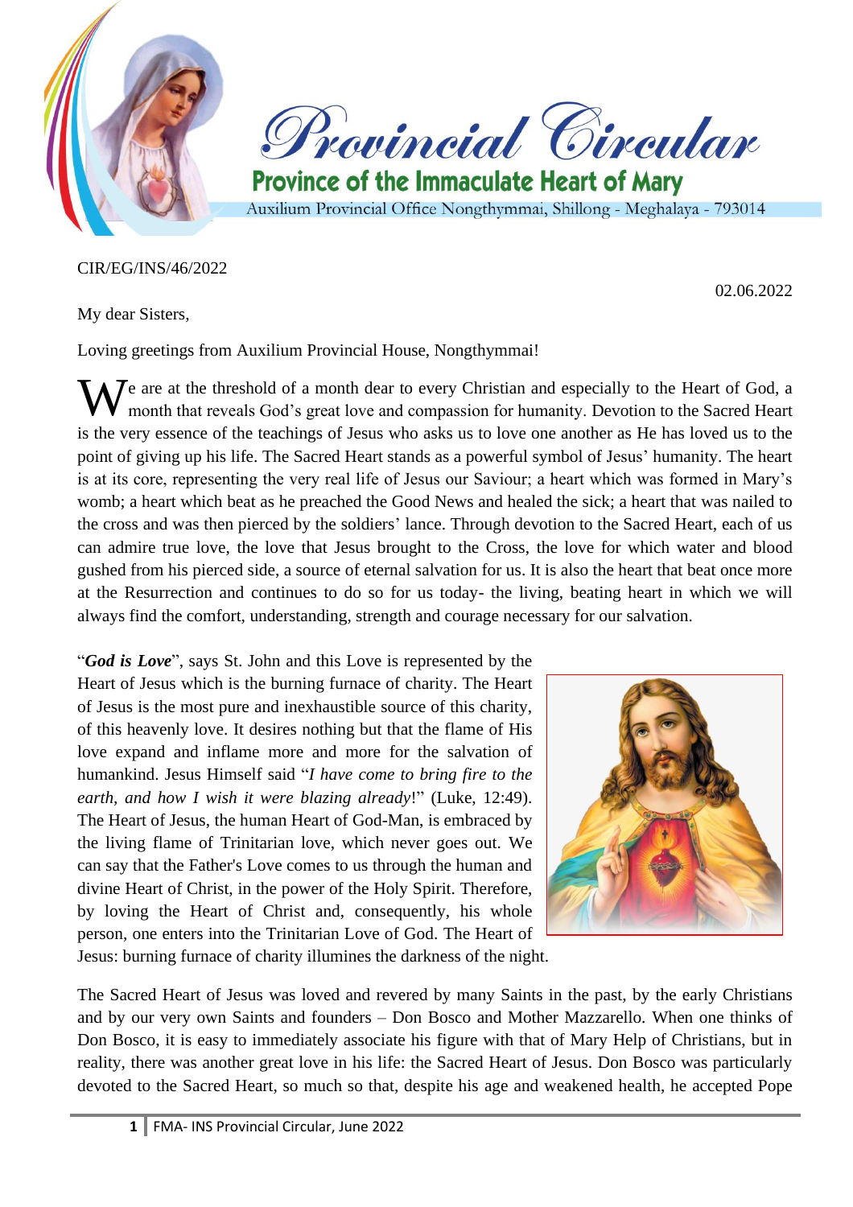# Provincial Circular

## Province of the Immaculate Heart of Mary

Auxilium Provincial Office Nongthymmai, Shillong - Meghalaya - 793014

CIR/EG/INS/46/2022

02.06.2022

My dear Sisters,

Loving greetings from Auxilium Provincial House, Nongthymmai!

We are at the threshold of a month dear to every Christian and especially to the Heart of God, a month that reveals God's great love and compassion for humanity. Devotion to the Sacred Heart is the very essence of the teachings of Jesus who asks us to love one another as He has loved us to the point of giving up his life. The Sacred Heart stands as a powerful symbol of Jesus' humanity. The heart is at its core, representing the very real life of Jesus our Saviour; a heart which was formed in Mary's womb; a heart which beat as he preached the Good News and healed the sick; a heart that was nailed to the cross and was then pierced by the soldiers' lance. Through devotion to the Sacred Heart, each of us can admire true love, the love that Jesus brought to the Cross, the love for which water and blood gushed from his pierced side, a source of eternal salvation for us. It is also the heart that beat once more at the Resurrection and continues to do so for us today- the living, beating heart in which we will always find the comfort, understanding, strength and courage necessary for our salvation.

"***God is Love***", says St. John and this Love is represented by the Heart of Jesus which is the burning furnace of charity. The Heart of Jesus is the most pure and inexhaustible source of this charity, of this heavenly love. It desires nothing but that the flame of His love expand and inflame more and more for the salvation of humankind. Jesus Himself said "*I have come to bring fire to the earth, and how I wish it were blazing already*!" (Luke, 12:49). The Heart of Jesus, the human Heart of God-Man, is embraced by the living flame of Trinitarian love, which never goes out. We can say that the Father's Love comes to us through the human and divine Heart of Christ, in the power of the Holy Spirit. Therefore, by loving the Heart of Christ and, consequently, his whole person, one enters into the Trinitarian Love of God. The Heart of Jesus: burning furnace of charity illumines the darkness of the night.

The Sacred Heart of Jesus was loved and revered by many Saints in the past, by the early Christians and by our very own Saints and founders – Don Bosco and Mother Mazzarello. When one thinks of Don Bosco, it is easy to immediately associate his figure with that of Mary Help of Christians, but in reality, there was another great love in his life: the Sacred Heart of Jesus. Don Bosco was particularly devoted to the Sacred Heart, so much so that, despite his age and weakened health, he accepted Pope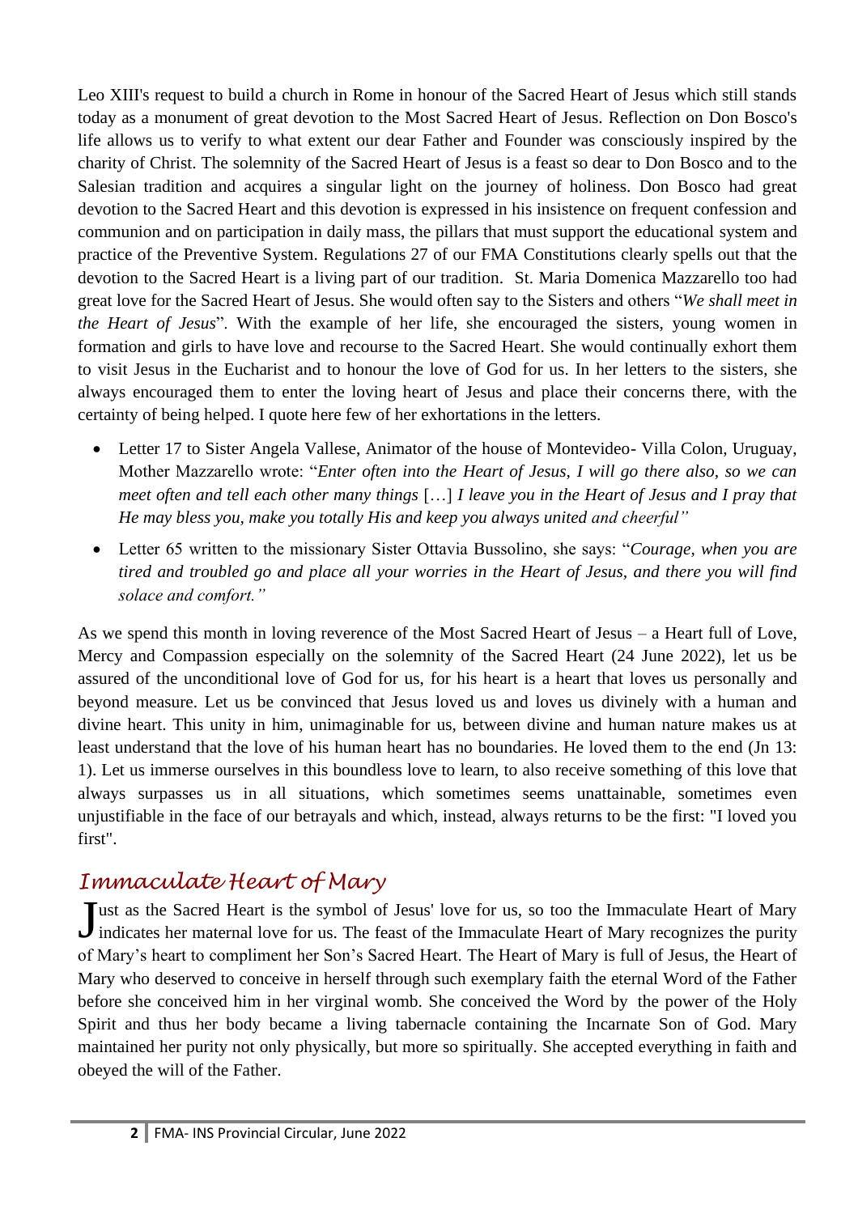Leo XIII's request to build a church in Rome in honour of the Sacred Heart of Jesus which still stands today as a monument of great devotion to the Most Sacred Heart of Jesus. Reflection on Don Bosco's life allows us to verify to what extent our dear Father and Founder was consciously inspired by the charity of Christ. The solemnity of the Sacred Heart of Jesus is a feast so dear to Don Bosco and to the Salesian tradition and acquires a singular light on the journey of holiness. Don Bosco had great devotion to the Sacred Heart and this devotion is expressed in his insistence on frequent confession and communion and on participation in daily mass, the pillars that must support the educational system and practice of the Preventive System. Regulations 27 of our FMA Constitutions clearly spells out that the devotion to the Sacred Heart is a living part of our tradition. St. Maria Domenica Mazzarello too had great love for the Sacred Heart of Jesus. She would often say to the Sisters and others "*We shall meet in the Heart of Jesus*". With the example of her life, she encouraged the sisters, young women in formation and girls to have love and recourse to the Sacred Heart. She would continually exhort them to visit Jesus in the Eucharist and to honour the love of God for us. In her letters to the sisters, she always encouraged them to enter the loving heart of Jesus and place their concerns there, with the certainty of being helped. I quote here few of her exhortations in the letters.

- Letter 17 to Sister Angela Vallese, Animator of the house of Montevideo- Villa Colon, Uruguay, Mother Mazzarello wrote: "*Enter often into the Heart of Jesus, I will go there also, so we can meet often and tell each other many things* […] *I leave you in the Heart of Jesus and I pray that He may bless you, make you totally His and keep you always united and cheerful"*
- Letter 65 written to the missionary Sister Ottavia Bussolino, she says: "*Courage, when you are tired and troubled go and place all your worries in the Heart of Jesus, and there you will find solace and comfort."*

As we spend this month in loving reverence of the Most Sacred Heart of Jesus – a Heart full of Love, Mercy and Compassion especially on the solemnity of the Sacred Heart (24 June 2022), let us be assured of the unconditional love of God for us, for his heart is a heart that loves us personally and beyond measure. Let us be convinced that Jesus loved us and loves us divinely with a human and divine heart. This unity in him, unimaginable for us, between divine and human nature makes us at least understand that the love of his human heart has no boundaries. He loved them to the end (Jn 13: 1). Let us immerse ourselves in this boundless love to learn, to also receive something of this love that always surpasses us in all situations, which sometimes seems unattainable, sometimes even unjustifiable in the face of our betrayals and which, instead, always returns to be the first: "I loved you first".

## Immaculate Heart of Mary

Just as the Sacred Heart is the symbol of Jesus' love for us, so too the Immaculate Heart of Mary indicates her maternal love for us. The feast of the Immaculate Heart of Mary recognizes the purity of Mary's heart to compliment her Son's Sacred Heart. The Heart of Mary is full of Jesus, the Heart of Mary who deserved to conceive in herself through such exemplary faith the eternal Word of the Father before she conceived him in her virginal womb. She conceived the Word by the power of the Holy Spirit and thus her body became a living tabernacle containing the Incarnate Son of God. Mary maintained her purity not only physically, but more so spiritually. She accepted everything in faith and obeyed the will of the Father.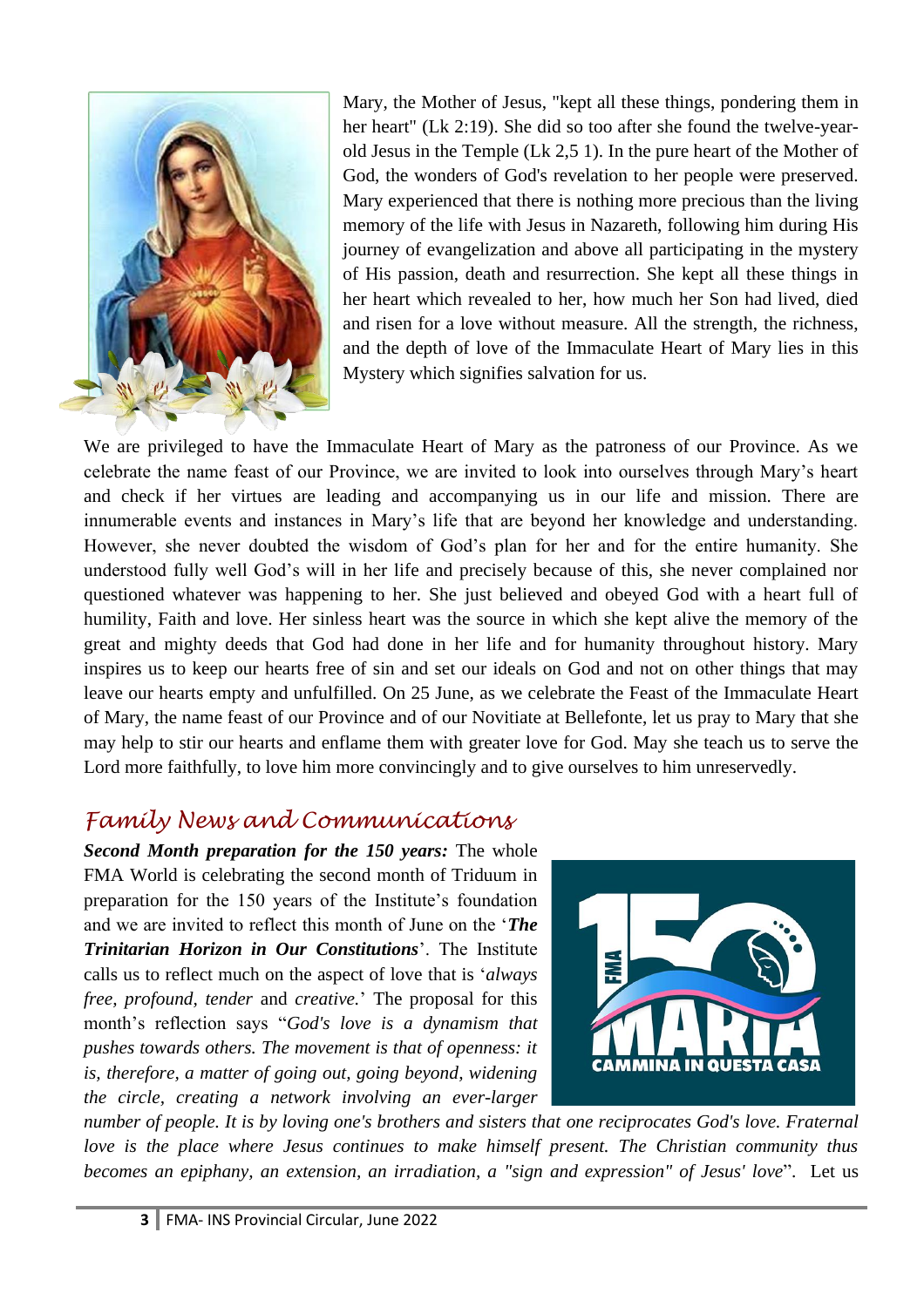Mary, the Mother of Jesus, "kept all these things, pondering them in her heart" (Lk 2:19). She did so too after she found the twelve-year-old Jesus in the Temple (Lk 2,5 1). In the pure heart of the Mother of God, the wonders of God's revelation to her people were preserved. Mary experienced that there is nothing more precious than the living memory of the life with Jesus in Nazareth, following him during His journey of evangelization and above all participating in the mystery of His passion, death and resurrection. She kept all these things in her heart which revealed to her, how much her Son had lived, died and risen for a love without measure. All the strength, the richness, and the depth of love of the Immaculate Heart of Mary lies in this Mystery which signifies salvation for us.

We are privileged to have the Immaculate Heart of Mary as the patroness of our Province. As we celebrate the name feast of our Province, we are invited to look into ourselves through Mary's heart and check if her virtues are leading and accompanying us in our life and mission. There are innumerable events and instances in Mary's life that are beyond her knowledge and understanding. However, she never doubted the wisdom of God's plan for her and for the entire humanity. She understood fully well God's will in her life and precisely because of this, she never complained nor questioned whatever was happening to her. She just believed and obeyed God with a heart full of humility, Faith and love. Her sinless heart was the source in which she kept alive the memory of the great and mighty deeds that God had done in her life and for humanity throughout history. Mary inspires us to keep our hearts free of sin and set our ideals on God and not on other things that may leave our hearts empty and unfulfilled. On 25 June, as we celebrate the Feast of the Immaculate Heart of Mary, the name feast of our Province and of our Novitiate at Bellefonte, let us pray to Mary that she may help to stir our hearts and enflame them with greater love for God. May she teach us to serve the Lord more faithfully, to love him more convincingly and to give ourselves to him unreservedly.

## *Family News and Communications*

***Second Month preparation for the 150 years:*** The whole FMA World is celebrating the second month of Triduum in preparation for the 150 years of the Institute's foundation and we are invited to reflect this month of June on the '***The Trinitarian Horizon in Our Constitutions***'. The Institute calls us to reflect much on the aspect of love that is '*always free, profound, tender* and *creative.*' The proposal for this month's reflection says "*God's love is a dynamism that pushes towards others. The movement is that of openness: it is, therefore, a matter of going out, going beyond, widening the circle, creating a network involving an ever-larger number of people. It is by loving one's brothers and sisters that one reciprocates God's love. Fraternal love is the place where Jesus continues to make himself present. The Christian community thus becomes an epiphany, an extension, an irradiation, a "sign and expression" of Jesus' love*". Let us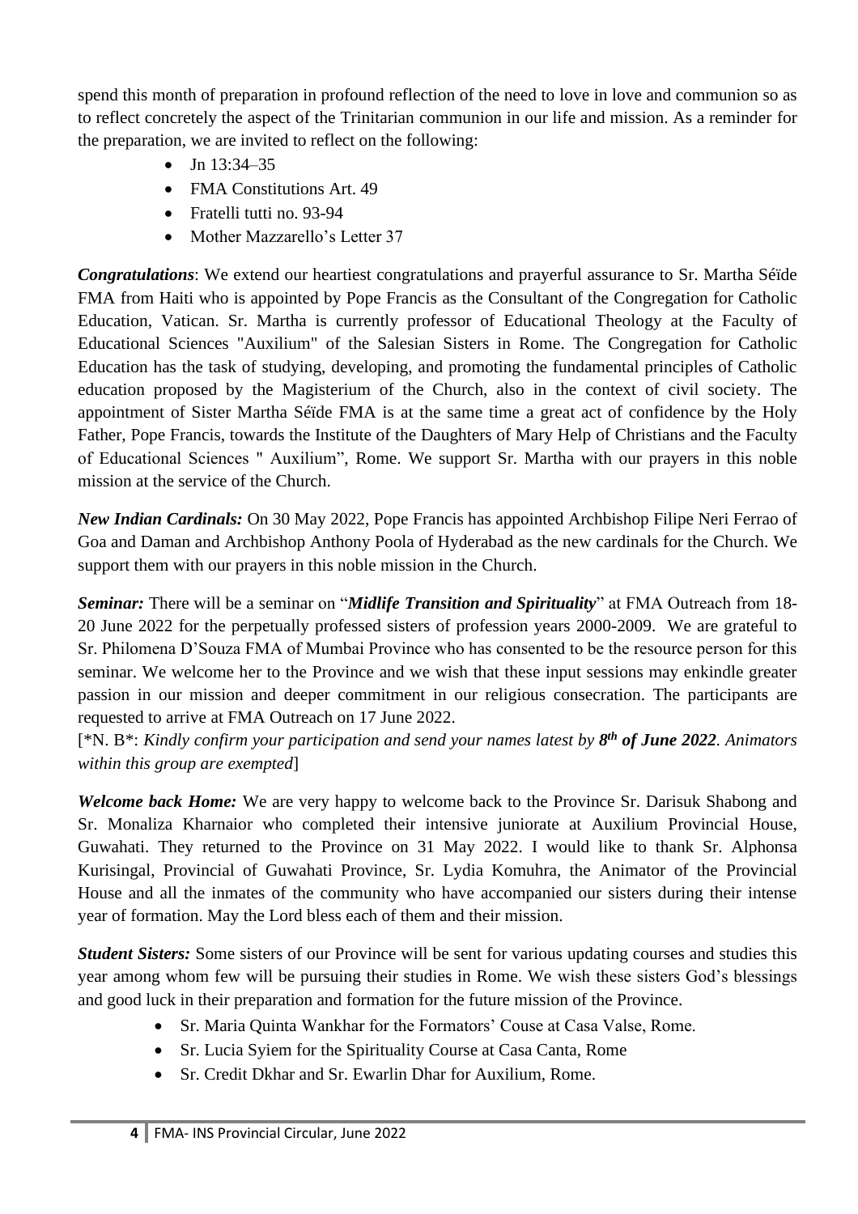spend this month of preparation in profound reflection of the need to love in love and communion so as to reflect concretely the aspect of the Trinitarian communion in our life and mission. As a reminder for the preparation, we are invited to reflect on the following:

- Jn 13:34–35
- FMA Constitutions Art. 49
- Fratelli tutti no. 93-94
- Mother Mazzarello's Letter 37

***Congratulations***: We extend our heartiest congratulations and prayerful assurance to Sr. Martha Séïde FMA from Haiti who is appointed by Pope Francis as the Consultant of the Congregation for Catholic Education, Vatican. Sr. Martha is currently professor of Educational Theology at the Faculty of Educational Sciences "Auxilium" of the Salesian Sisters in Rome. The Congregation for Catholic Education has the task of studying, developing, and promoting the fundamental principles of Catholic education proposed by the Magisterium of the Church, also in the context of civil society. The appointment of Sister Martha Séïde FMA is at the same time a great act of confidence by the Holy Father, Pope Francis, towards the Institute of the Daughters of Mary Help of Christians and the Faculty of Educational Sciences " Auxilium", Rome. We support Sr. Martha with our prayers in this noble mission at the service of the Church.

***New Indian Cardinals:*** On 30 May 2022, Pope Francis has appointed Archbishop Filipe Neri Ferrao of Goa and Daman and Archbishop Anthony Poola of Hyderabad as the new cardinals for the Church. We support them with our prayers in this noble mission in the Church.

***Seminar:*** There will be a seminar on "***Midlife Transition and Spirituality***" at FMA Outreach from 18-20 June 2022 for the perpetually professed sisters of profession years 2000-2009. We are grateful to Sr. Philomena D'Souza FMA of Mumbai Province who has consented to be the resource person for this seminar. We welcome her to the Province and we wish that these input sessions may enkindle greater passion in our mission and deeper commitment in our religious consecration. The participants are requested to arrive at FMA Outreach on 17 June 2022.
[*N. B*: *Kindly confirm your participation and send your names latest by **8th of June 2022**. Animators within this group are exempted*]

***Welcome back Home:*** We are very happy to welcome back to the Province Sr. Darisuk Shabong and Sr. Monaliza Kharnaior who completed their intensive juniorate at Auxilium Provincial House, Guwahati. They returned to the Province on 31 May 2022. I would like to thank Sr. Alphonsa Kurisingal, Provincial of Guwahati Province, Sr. Lydia Komuhra, the Animator of the Provincial House and all the inmates of the community who have accompanied our sisters during their intense year of formation. May the Lord bless each of them and their mission.

***Student Sisters:*** Some sisters of our Province will be sent for various updating courses and studies this year among whom few will be pursuing their studies in Rome. We wish these sisters God's blessings and good luck in their preparation and formation for the future mission of the Province.

- Sr. Maria Quinta Wankhar for the Formators' Couse at Casa Valse, Rome.
- Sr. Lucia Syiem for the Spirituality Course at Casa Canta, Rome
- Sr. Credit Dkhar and Sr. Ewarlin Dhar for Auxilium, Rome.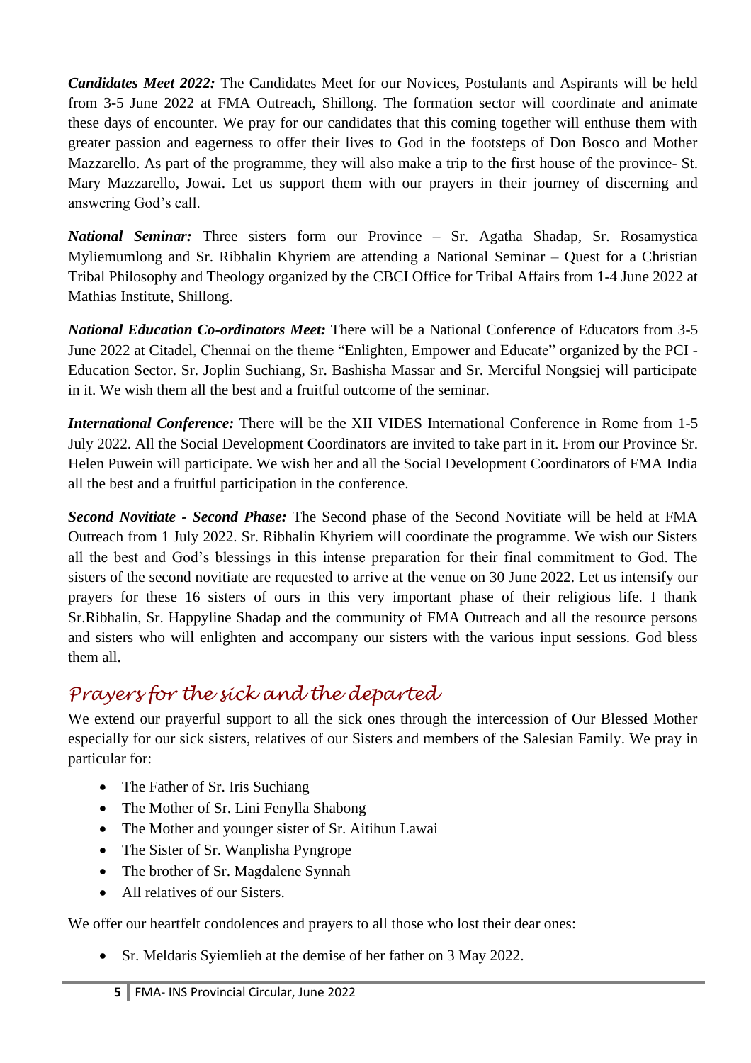***Candidates Meet 2022:*** The Candidates Meet for our Novices, Postulants and Aspirants will be held from 3-5 June 2022 at FMA Outreach, Shillong. The formation sector will coordinate and animate these days of encounter. We pray for our candidates that this coming together will enthuse them with greater passion and eagerness to offer their lives to God in the footsteps of Don Bosco and Mother Mazzarello. As part of the programme, they will also make a trip to the first house of the province- St. Mary Mazzarello, Jowai. Let us support them with our prayers in their journey of discerning and answering God's call.

***National Seminar:*** Three sisters form our Province – Sr. Agatha Shadap, Sr. Rosamystica Myliemumlong and Sr. Ribhalin Khyriem are attending a National Seminar – Quest for a Christian Tribal Philosophy and Theology organized by the CBCI Office for Tribal Affairs from 1-4 June 2022 at Mathias Institute, Shillong.

***National Education Co-ordinators Meet:*** There will be a National Conference of Educators from 3-5 June 2022 at Citadel, Chennai on the theme "Enlighten, Empower and Educate" organized by the PCI - Education Sector. Sr. Joplin Suchiang, Sr. Bashisha Massar and Sr. Merciful Nongsiej will participate in it. We wish them all the best and a fruitful outcome of the seminar.

***International Conference:*** There will be the XII VIDES International Conference in Rome from 1-5 July 2022. All the Social Development Coordinators are invited to take part in it. From our Province Sr. Helen Puwein will participate. We wish her and all the Social Development Coordinators of FMA India all the best and a fruitful participation in the conference.

***Second Novitiate - Second Phase:*** The Second phase of the Second Novitiate will be held at FMA Outreach from 1 July 2022. Sr. Ribhalin Khyriem will coordinate the programme. We wish our Sisters all the best and God's blessings in this intense preparation for their final commitment to God. The sisters of the second novitiate are requested to arrive at the venue on 30 June 2022. Let us intensify our prayers for these 16 sisters of ours in this very important phase of their religious life. I thank Sr.Ribhalin, Sr. Happyline Shadap and the community of FMA Outreach and all the resource persons and sisters who will enlighten and accompany our sisters with the various input sessions. God bless them all.

## Prayers for the sick and the departed

We extend our prayerful support to all the sick ones through the intercession of Our Blessed Mother especially for our sick sisters, relatives of our Sisters and members of the Salesian Family. We pray in particular for:

- The Father of Sr. Iris Suchiang
- The Mother of Sr. Lini Fenylla Shabong
- The Mother and younger sister of Sr. Aitihun Lawai
- The Sister of Sr. Wanplisha Pyngrope
- The brother of Sr. Magdalene Synnah
- All relatives of our Sisters.

We offer our heartfelt condolences and prayers to all those who lost their dear ones:

- Sr. Meldaris Syiemlieh at the demise of her father on 3 May 2022.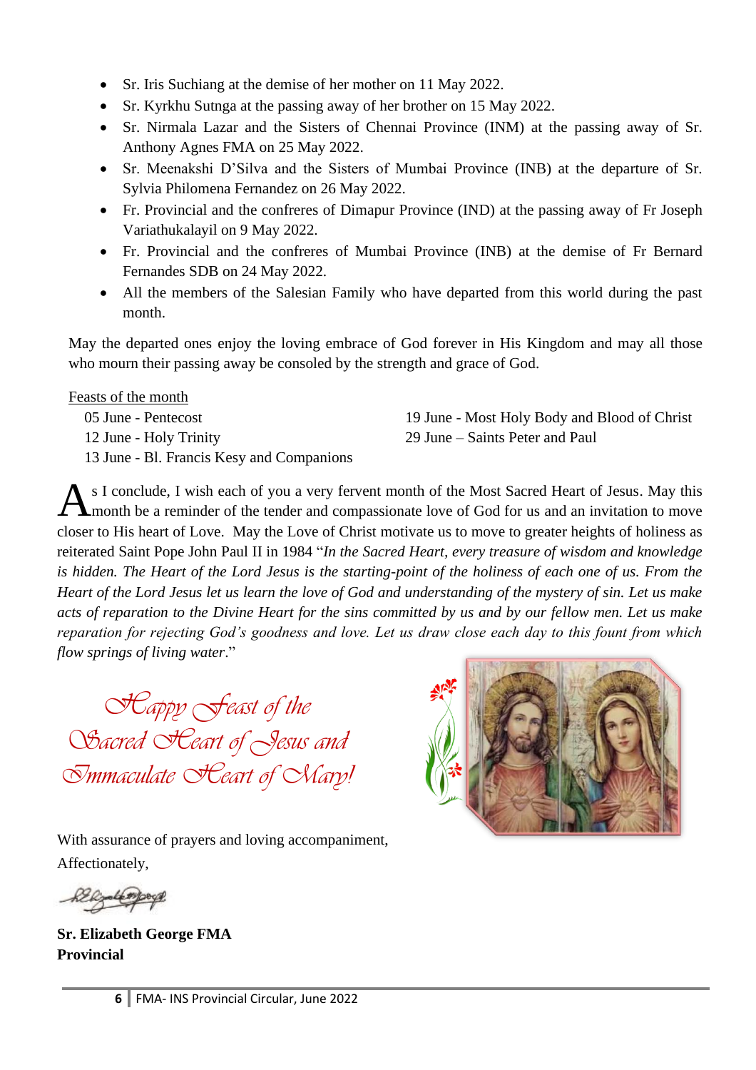- Sr. Iris Suchiang at the demise of her mother on 11 May 2022.
- Sr. Kyrkhu Sutnga at the passing away of her brother on 15 May 2022.
- Sr. Nirmala Lazar and the Sisters of Chennai Province (INM) at the passing away of Sr. Anthony Agnes FMA on 25 May 2022.
- Sr. Meenakshi D'Silva and the Sisters of Mumbai Province (INB) at the departure of Sr. Sylvia Philomena Fernandez on 26 May 2022.
- Fr. Provincial and the confreres of Dimapur Province (IND) at the passing away of Fr Joseph Variathukalayil on 9 May 2022.
- Fr. Provincial and the confreres of Mumbai Province (INB) at the demise of Fr Bernard Fernandes SDB on 24 May 2022.
- All the members of the Salesian Family who have departed from this world during the past month.

May the departed ones enjoy the loving embrace of God forever in His Kingdom and may all those who mourn their passing away be consoled by the strength and grace of God.

Feasts of the month

05 June - Pentecost
12 June - Holy Trinity
13 June - Bl. Francis Kesy and Companions
19 June - Most Holy Body and Blood of Christ
29 June – Saints Peter and Paul

As I conclude, I wish each of you a very fervent month of the Most Sacred Heart of Jesus. May this month be a reminder of the tender and compassionate love of God for us and an invitation to move closer to His heart of Love. May the Love of Christ motivate us to move to greater heights of holiness as reiterated Saint Pope John Paul II in 1984 "*In the Sacred Heart, every treasure of wisdom and knowledge is hidden. The Heart of the Lord Jesus is the starting-point of the holiness of each one of us. From the Heart of the Lord Jesus let us learn the love of God and understanding of the mystery of sin. Let us make acts of reparation to the Divine Heart for the sins committed by us and by our fellow men. Let us make reparation for rejecting God's goodness and love. Let us draw close each day to this fount from which flow springs of living water*."

*Happy Feast of the Sacred Heart of Jesus and Immaculate Heart of Mary!*

With assurance of prayers and loving accompaniment,
Affectionately,

**Sr. Elizabeth George FMA**
**Provincial**